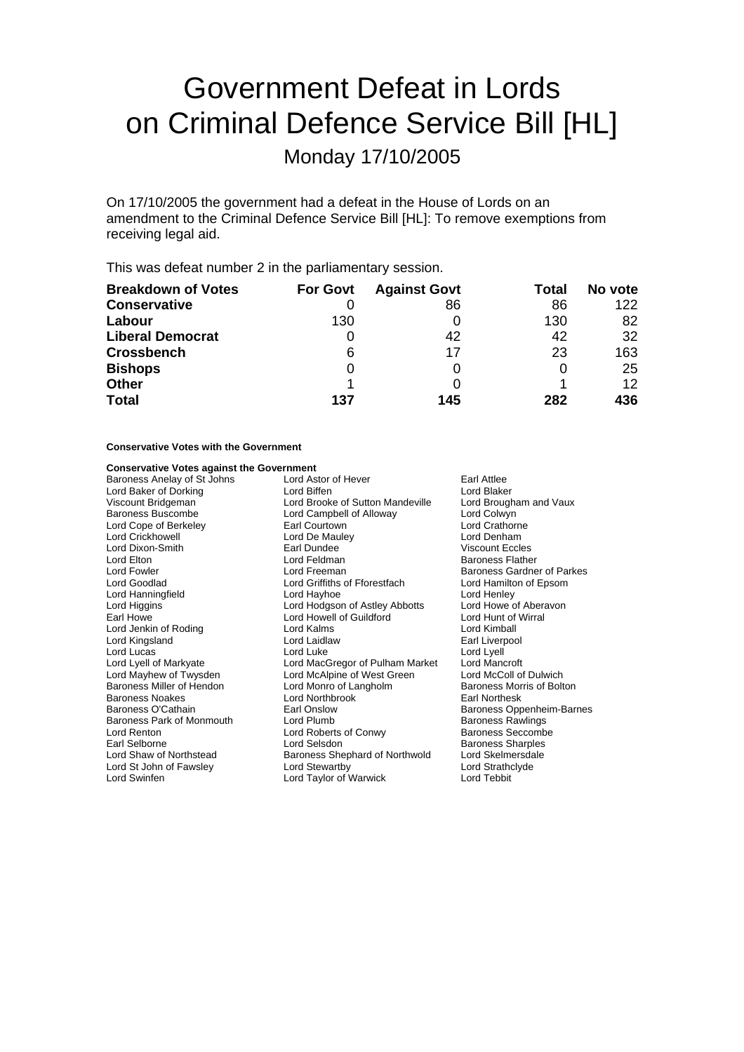# Government Defeat in Lords on Criminal Defence Service Bill [HL]

## Monday 17/10/2005

On 17/10/2005 the government had a defeat in the House of Lords on an amendment to the Criminal Defence Service Bill [HL]: To remove exemptions from receiving legal aid.

This was defeat number 2 in the parliamentary session.

| Breakdown of Votes | For Govt | Against Govt | Total | No vote |
|---|---|---|---|---|
| **Conservative** | 0 | 86 | 86 | 122 |
| **Labour** | 130 | 0 | 130 | 82 |
| **Liberal Democrat** | 0 | 42 | 42 | 32 |
| **Crossbench** | 6 | 17 | 23 | 163 |
| **Bishops** | 0 | 0 | 0 | 25 |
| **Other** | 1 | 0 | 1 | 12 |
| **Total** | **137** | **145** | **282** | **436** |

**Conservative Votes with the Government**

**Conservative Votes against the Government**

Baroness Anelay of St Johns
Lord Astor of Hever
Earl Attlee
Lord Baker of Dorking
Lord Biffen
Lord Blaker
Viscount Bridgeman
Lord Brooke of Sutton Mandeville
Lord Brougham and Vaux
Baroness Buscombe
Lord Campbell of Alloway
Lord Colwyn
Lord Cope of Berkeley
Earl Courtown
Lord Crathorne
Lord Crickhowell
Lord De Mauley
Lord Denham
Lord Dixon-Smith
Earl Dundee
Viscount Eccles
Lord Elton
Lord Feldman
Baroness Flather
Lord Fowler
Lord Freeman
Baroness Gardner of Parkes
Lord Goodlad
Lord Griffiths of Fforestfach
Lord Hamilton of Epsom
Lord Hanningfield
Lord Hayhoe
Lord Henley
Lord Higgins
Lord Hodgson of Astley Abbotts
Lord Howe of Aberavon
Earl Howe
Lord Howell of Guildford
Lord Hunt of Wirral
Lord Jenkin of Roding
Lord Kalms
Lord Kimball
Lord Kingsland
Lord Laidlaw
Earl Liverpool
Lord Lucas
Lord Luke
Lord Lyell
Lord Lyell of Markyate
Lord MacGregor of Pulham Market
Lord Mancroft
Lord Mayhew of Twysden
Lord McAlpine of West Green
Lord McColl of Dulwich
Baroness Miller of Hendon
Lord Monro of Langholm
Baroness Morris of Bolton
Baroness Noakes
Lord Northbrook
Earl Northesk
Baroness O'Cathain
Earl Onslow
Baroness Oppenheim-Barnes
Baroness Park of Monmouth
Lord Plumb
Baroness Rawlings
Lord Renton
Lord Roberts of Conwy
Baroness Seccombe
Earl Selborne
Lord Selsdon
Baroness Sharples
Lord Shaw of Northstead
Baroness Shephard of Northwold
Lord Skelmersdale
Lord St John of Fawsley
Lord Stewartby
Lord Strathclyde
Lord Swinfen
Lord Taylor of Warwick
Lord Tebbit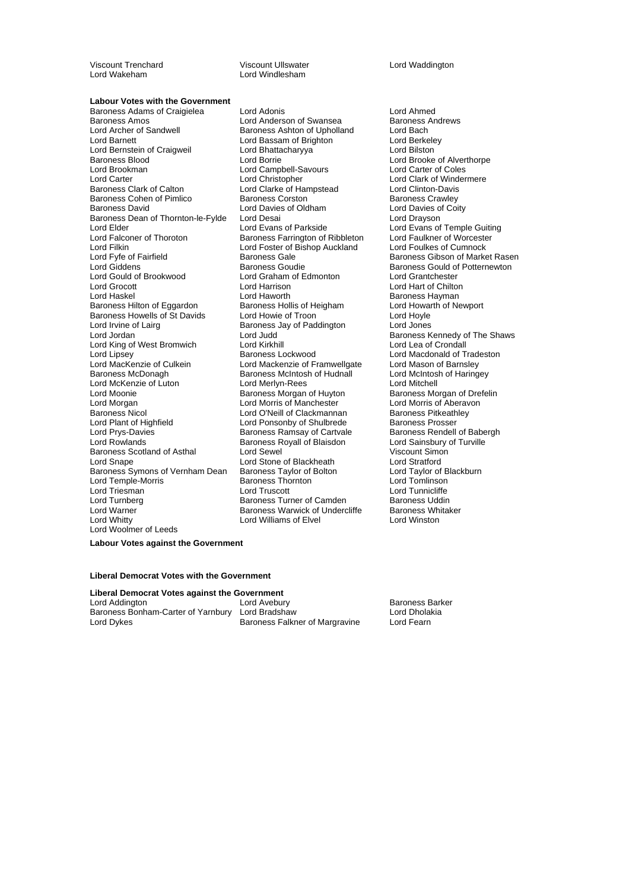Viscount Trenchard
Viscount Ullswater
Lord Waddington
Lord Wakeham
Lord Windlesham

**Labour Votes with the Government**

Baroness Adams of Craigielea
Lord Adonis
Lord Ahmed
Baroness Amos
Lord Anderson of Swansea
Baroness Andrews
Lord Archer of Sandwell
Baroness Ashton of Upholland
Lord Bach
Lord Barnett
Lord Bassam of Brighton
Lord Berkeley
Lord Bernstein of Craigweil
Lord Bhattacharyya
Lord Bilston
Baroness Blood
Lord Borrie
Lord Brooke of Alverthorpe
Lord Brookman
Lord Campbell-Savours
Lord Carter of Coles
Lord Carter
Lord Christopher
Lord Clark of Windermere
Baroness Clark of Calton
Lord Clarke of Hampstead
Lord Clinton-Davis
Baroness Cohen of Pimlico
Baroness Corston
Baroness Crawley
Baroness David
Lord Davies of Oldham
Lord Davies of Coity
Baroness Dean of Thornton-le-Fylde
Lord Desai
Lord Drayson
Lord Elder
Lord Evans of Parkside
Lord Evans of Temple Guiting
Lord Falconer of Thoroton
Baroness Farrington of Ribbleton
Lord Faulkner of Worcester
Lord Filkin
Lord Foster of Bishop Auckland
Lord Foulkes of Cumnock
Lord Fyfe of Fairfield
Baroness Gale
Baroness Gibson of Market Rasen
Lord Giddens
Baroness Goudie
Baroness Gould of Potternewton
Lord Gould of Brookwood
Lord Graham of Edmonton
Lord Grantchester
Lord Grocott
Lord Harrison
Lord Hart of Chilton
Lord Haskel
Lord Haworth
Baroness Hayman
Baroness Hilton of Eggardon
Baroness Hollis of Heigham
Lord Howarth of Newport
Baroness Howells of St Davids
Lord Howie of Troon
Lord Hoyle
Lord Irvine of Lairg
Baroness Jay of Paddington
Lord Jones
Lord Jordan
Lord Judd
Baroness Kennedy of The Shaws
Lord King of West Bromwich
Lord Kirkhill
Lord Lea of Crondall
Lord Lipsey
Baroness Lockwood
Lord Macdonald of Tradeston
Lord MacKenzie of Culkein
Lord Mackenzie of Framwellgate
Lord Mason of Barnsley
Baroness McDonagh
Baroness McIntosh of Hudnall
Lord McIntosh of Haringey
Lord McKenzie of Luton
Lord Merlyn-Rees
Lord Mitchell
Lord Moonie
Baroness Morgan of Huyton
Baroness Morgan of Drefelin
Lord Morgan
Lord Morris of Manchester
Lord Morris of Aberavon
Baroness Nicol
Lord O'Neill of Clackmannan
Baroness Pitkeathley
Lord Plant of Highfield
Lord Ponsonby of Shulbrede
Baroness Prosser
Lord Prys-Davies
Baroness Ramsay of Cartvale
Baroness Rendell of Babergh
Lord Rowlands
Baroness Royall of Blaisdon
Lord Sainsbury of Turville
Baroness Scotland of Asthal
Lord Sewel
Viscount Simon
Lord Snape
Lord Stone of Blackheath
Lord Stratford
Baroness Symons of Vernham Dean
Baroness Taylor of Bolton
Lord Taylor of Blackburn
Lord Temple-Morris
Baroness Thornton
Lord Tomlinson
Lord Triesman
Lord Truscott
Lord Tunnicliffe
Lord Turnberg
Baroness Turner of Camden
Baroness Uddin
Lord Warner
Baroness Warwick of Undercliffe
Baroness Whitaker
Lord Whitty
Lord Williams of Elvel
Lord Winston
Lord Woolmer of Leeds

**Labour Votes against the Government**

**Liberal Democrat Votes with the Government**

**Liberal Democrat Votes against the Government**

Lord Addington
Lord Avebury
Baroness Barker
Baroness Bonham-Carter of Yarnbury
Lord Bradshaw
Lord Dholakia
Lord Dykes
Baroness Falkner of Margravine
Lord Fearn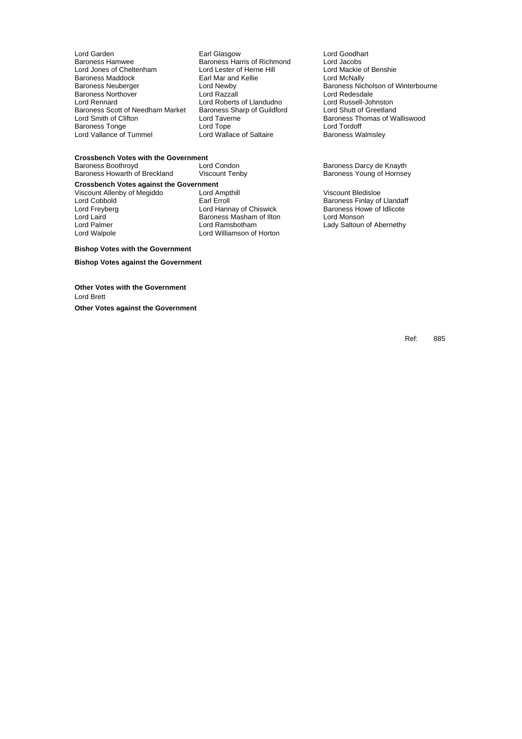Lord Garden
Earl Glasgow
Lord Goodhart
Baroness Hamwee
Baroness Harris of Richmond
Lord Jacobs
Lord Jones of Cheltenham
Lord Lester of Herne Hill
Lord Mackie of Benshie
Baroness Maddock
Earl Mar and Kellie
Lord McNally
Baroness Neuberger
Lord Newby
Baroness Nicholson of Winterbourne
Baroness Northover
Lord Razzall
Lord Redesdale
Lord Rennard
Lord Roberts of Llandudno
Lord Russell-Johnston
Baroness Scott of Needham Market
Baroness Sharp of Guildford
Lord Shutt of Greetland
Lord Smith of Clifton
Lord Taverne
Baroness Thomas of Walliswood
Baroness Tonge
Lord Tope
Lord Tordoff
Lord Vallance of Tummel
Lord Wallace of Saltaire
Baroness Walmsley

**Crossbench Votes with the Government**

Baroness Boothroyd
Lord Condon
Baroness Darcy de Knayth
Baroness Howarth of Breckland
Viscount Tenby
Baroness Young of Hornsey

**Crossbench Votes against the Government**

Viscount Allenby of Megiddo
Lord Ampthill
Viscount Bledisloe
Lord Cobbold
Earl Erroll
Baroness Finlay of Llandaff
Lord Freyberg
Lord Hannay of Chiswick
Baroness Howe of Idlicote
Lord Laird
Baroness Masham of Ilton
Lord Monson
Lord Palmer
Lord Ramsbotham
Lady Saltoun of Abernethy
Lord Walpole
Lord Williamson of Horton

**Bishop Votes with the Government**

**Bishop Votes against the Government**

**Other Votes with the Government**

Lord Brett

**Other Votes against the Government**

Ref: 885